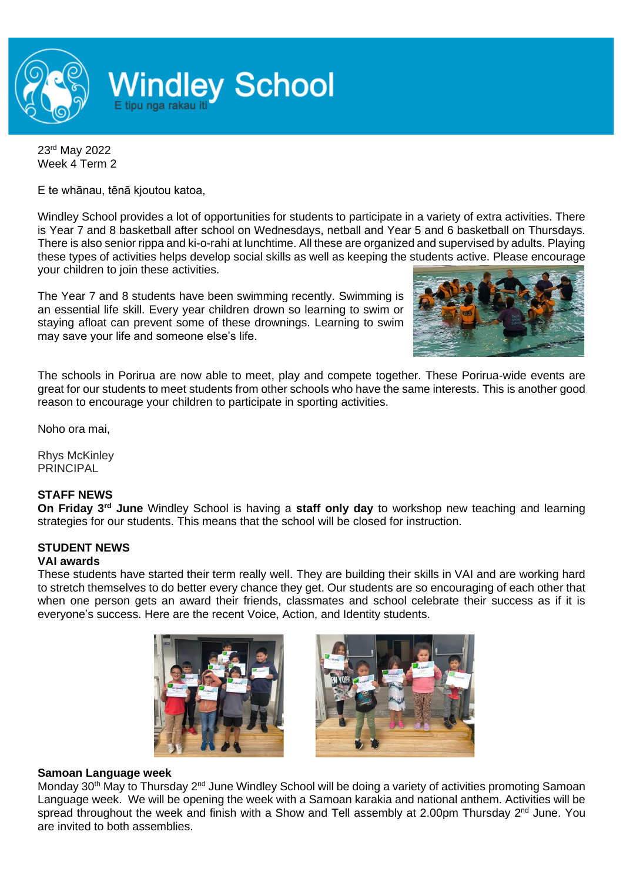# Windley School

E tipu nga rakau iti

23rd May 2022
Week 4 Term 2

E te whānau, tēnā kjoutou katoa,

Windley School provides a lot of opportunities for students to participate in a variety of extra activities. There is Year 7 and 8 basketball after school on Wednesdays, netball and Year 5 and 6 basketball on Thursdays. There is also senior rippa and ki-o-rahi at lunchtime. All these are organized and supervised by adults. Playing these types of activities helps develop social skills as well as keeping the students active. Please encourage your children to join these activities.

The Year 7 and 8 students have been swimming recently. Swimming is an essential life skill. Every year children drown so learning to swim or staying afloat can prevent some of these drownings. Learning to swim may save your life and someone else's life.

The schools in Porirua are now able to meet, play and compete together. These Porirua-wide events are great for our students to meet students from other schools who have the same interests. This is another good reason to encourage your children to participate in sporting activities.

Noho ora mai,

Rhys McKinley
PRINCIPAL

## STAFF NEWS

**On Friday 3rd June** Windley School is having a **staff only day** to workshop new teaching and learning strategies for our students. This means that the school will be closed for instruction.

## STUDENT NEWS

### VAI awards

These students have started their term really well. They are building their skills in VAI and are working hard to stretch themselves to do better every chance they get. Our students are so encouraging of each other that when one person gets an award their friends, classmates and school celebrate their success as if it is everyone's success. Here are the recent Voice, Action, and Identity students.

### Samoan Language week

Monday 30th May to Thursday 2nd June Windley School will be doing a variety of activities promoting Samoan Language week. We will be opening the week with a Samoan karakia and national anthem. Activities will be spread throughout the week and finish with a Show and Tell assembly at 2.00pm Thursday 2nd June. You are invited to both assemblies.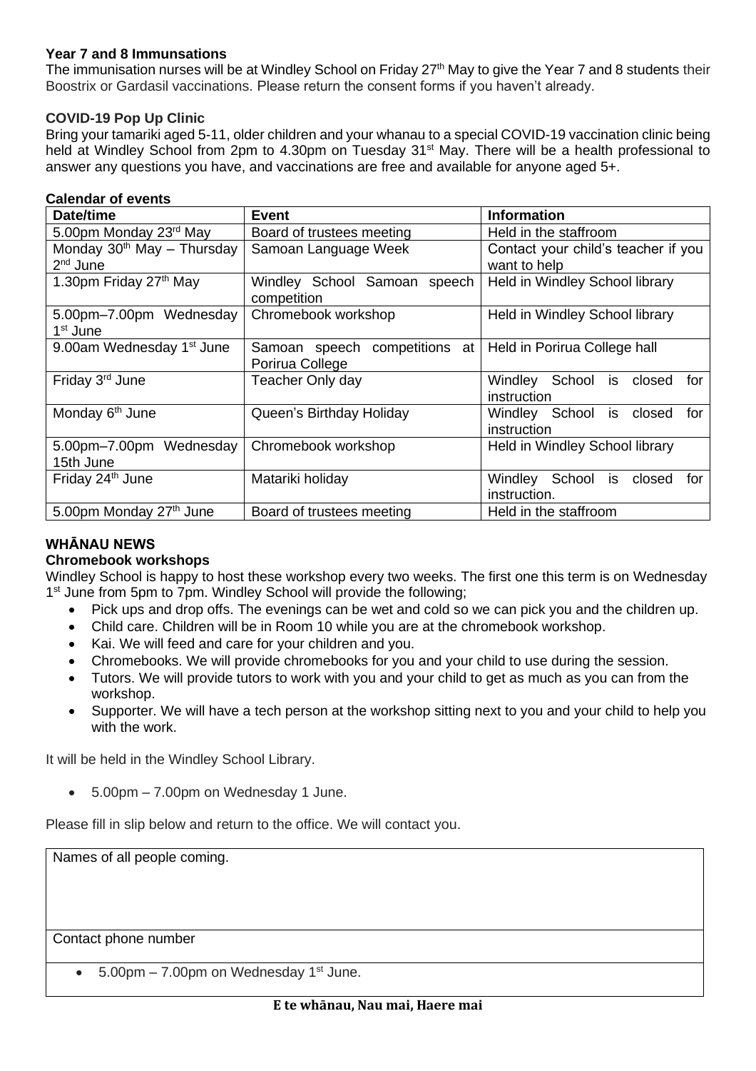**Year 7 and 8 Immunsations**

The immunisation nurses will be at Windley School on Friday 27th May to give the Year 7 and 8 students their Boostrix or Gardasil vaccinations. Please return the consent forms if you haven't already.

**COVID-19 Pop Up Clinic**

Bring your tamariki aged 5-11, older children and your whanau to a special COVID-19 vaccination clinic being held at Windley School from 2pm to 4.30pm on Tuesday 31st May. There will be a health professional to answer any questions you have, and vaccinations are free and available for anyone aged 5+.

**Calendar of events**

| Date/time | Event | Information |
|---|---|---|
| 5.00pm Monday 23rd May | Board of trustees meeting | Held in the staffroom |
| Monday 30th May – Thursday 2nd June | Samoan Language Week | Contact your child's teacher if you want to help |
| 1.30pm Friday 27th May | Windley School Samoan speech competition | Held in Windley School library |
| 5.00pm–7.00pm Wednesday 1st June | Chromebook workshop | Held in Windley School library |
| 9.00am Wednesday 1st June | Samoan speech competitions at Porirua College | Held in Porirua College hall |
| Friday 3rd June | Teacher Only day | Windley School is closed for instruction |
| Monday 6th June | Queen's Birthday Holiday | Windley School is closed for instruction |
| 5.00pm–7.00pm Wednesday 15th June | Chromebook workshop | Held in Windley School library |
| Friday 24th June | Matariki holiday | Windley School is closed for instruction. |
| 5.00pm Monday 27th June | Board of trustees meeting | Held in the staffroom |

**WHĀNAU NEWS**

**Chromebook workshops**

Windley School is happy to host these workshop every two weeks. The first one this term is on Wednesday 1st June from 5pm to 7pm. Windley School will provide the following;

- Pick ups and drop offs. The evenings can be wet and cold so we can pick you and the children up.
- Child care. Children will be in Room 10 while you are at the chromebook workshop.
- Kai. We will feed and care for your children and you.
- Chromebooks. We will provide chromebooks for you and your child to use during the session.
- Tutors. We will provide tutors to work with you and your child to get as much as you can from the workshop.
- Supporter. We will have a tech person at the workshop sitting next to you and your child to help you with the work.

It will be held in the Windley School Library.

- 5.00pm – 7.00pm on Wednesday 1 June.

Please fill in slip below and return to the office. We will contact you.

| |
|---|
| Names of all people coming. |
| Contact phone number |
| • 5.00pm – 7.00pm on Wednesday 1st June. |

**E te whānau, Nau mai, Haere mai**